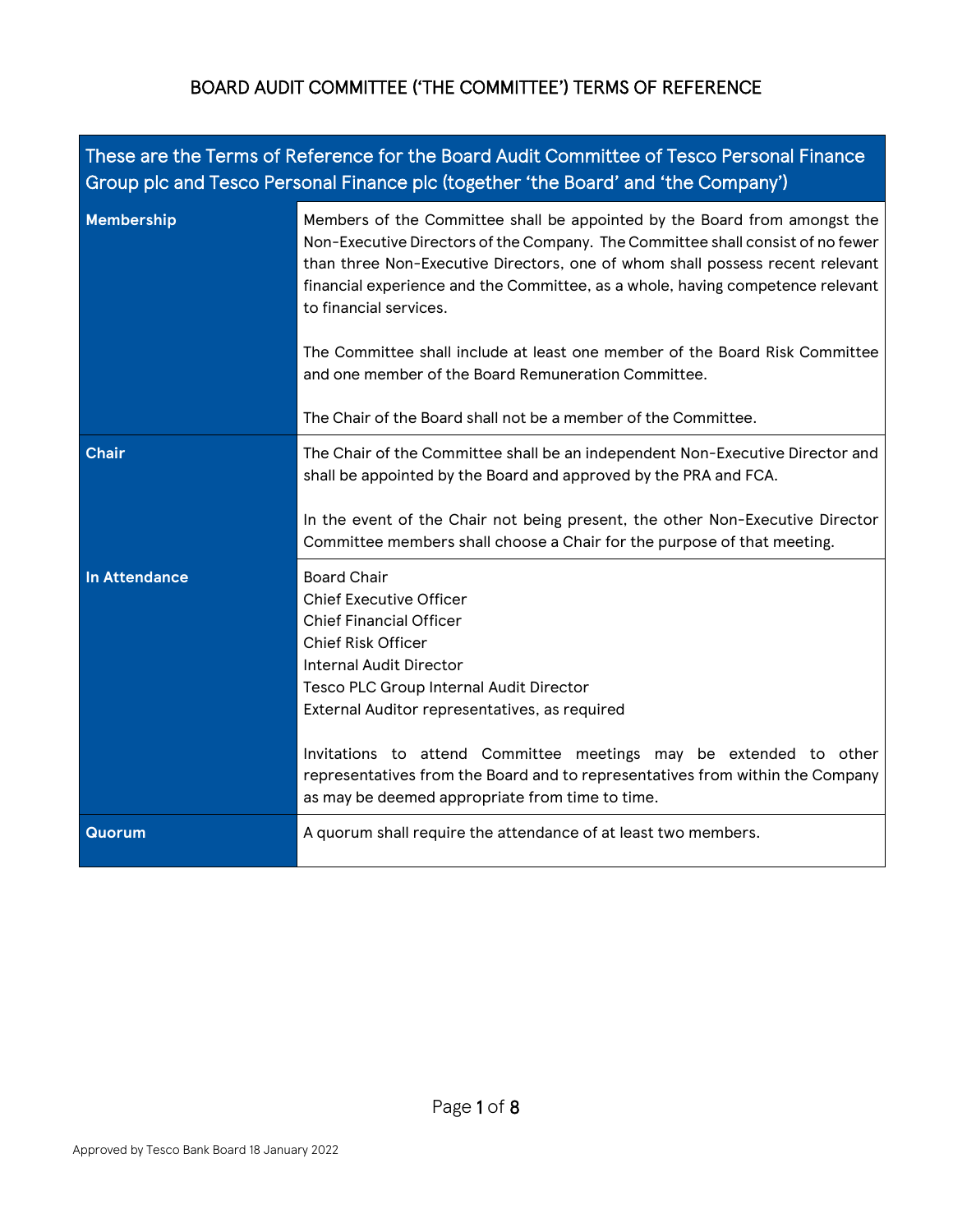# BOARD AUDIT COMMITTEE ('THE COMMITTEE') TERMS OF REFERENCE

| These are the Terms of Reference for the Board Audit Committee of Tesco Personal Finance Group plc and Tesco Personal Finance plc (together 'the Board' and 'the Company') | |
|---|---|
| **Membership** | Members of the Committee shall be appointed by the Board from amongst the Non-Executive Directors of the Company. The Committee shall consist of no fewer than three Non-Executive Directors, one of whom shall possess recent relevant financial experience and the Committee, as a whole, having competence relevant to financial services.<br><br>The Committee shall include at least one member of the Board Risk Committee and one member of the Board Remuneration Committee.<br><br>The Chair of the Board shall not be a member of the Committee. |
| **Chair** | The Chair of the Committee shall be an independent Non-Executive Director and shall be appointed by the Board and approved by the PRA and FCA.<br><br>In the event of the Chair not being present, the other Non-Executive Director Committee members shall choose a Chair for the purpose of that meeting. |
| **In Attendance** | Board Chair<br>Chief Executive Officer<br>Chief Financial Officer<br>Chief Risk Officer<br>Internal Audit Director<br>Tesco PLC Group Internal Audit Director<br>External Auditor representatives, as required<br><br>Invitations to attend Committee meetings may be extended to other representatives from the Board and to representatives from within the Company as may be deemed appropriate from time to time. |
| **Quorum** | A quorum shall require the attendance of at least two members. |

Approved by Tesco Bank Board 18 January 2022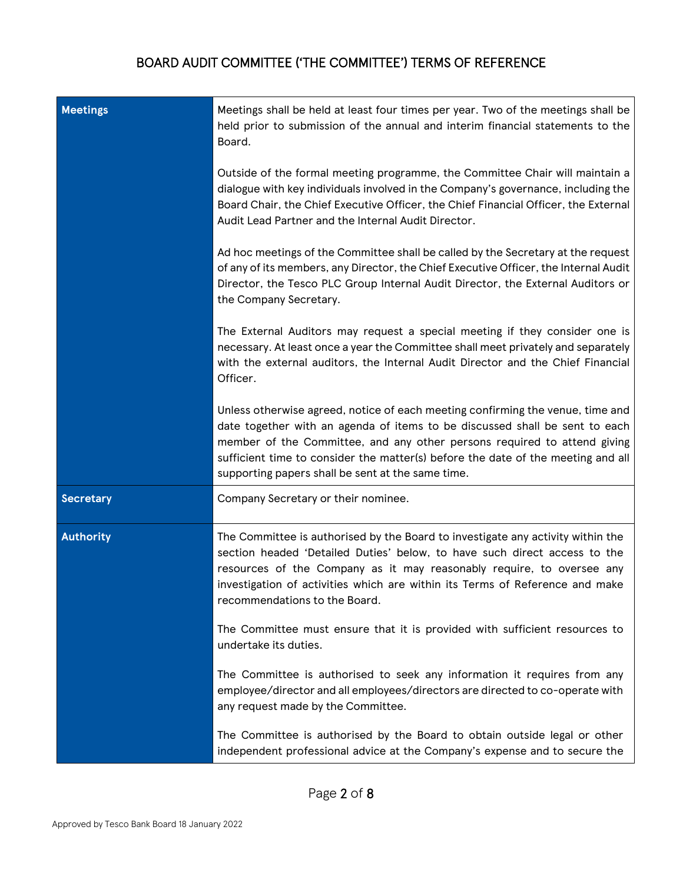# BOARD AUDIT COMMITTEE ('THE COMMITTEE') TERMS OF REFERENCE

| | |
|---|---|
| **Meetings** | Meetings shall be held at least four times per year. Two of the meetings shall be held prior to submission of the annual and interim financial statements to the Board.<br><br>Outside of the formal meeting programme, the Committee Chair will maintain a dialogue with key individuals involved in the Company's governance, including the Board Chair, the Chief Executive Officer, the Chief Financial Officer, the External Audit Lead Partner and the Internal Audit Director.<br><br>Ad hoc meetings of the Committee shall be called by the Secretary at the request of any of its members, any Director, the Chief Executive Officer, the Internal Audit Director, the Tesco PLC Group Internal Audit Director, the External Auditors or the Company Secretary.<br><br>The External Auditors may request a special meeting if they consider one is necessary. At least once a year the Committee shall meet privately and separately with the external auditors, the Internal Audit Director and the Chief Financial Officer.<br><br>Unless otherwise agreed, notice of each meeting confirming the venue, time and date together with an agenda of items to be discussed shall be sent to each member of the Committee, and any other persons required to attend giving sufficient time to consider the matter(s) before the date of the meeting and all supporting papers shall be sent at the same time. |
| **Secretary** | Company Secretary or their nominee. |
| **Authority** | The Committee is authorised by the Board to investigate any activity within the section headed 'Detailed Duties' below, to have such direct access to the resources of the Company as it may reasonably require, to oversee any investigation of activities which are within its Terms of Reference and make recommendations to the Board.<br><br>The Committee must ensure that it is provided with sufficient resources to undertake its duties.<br><br>The Committee is authorised to seek any information it requires from any employee/director and all employees/directors are directed to co-operate with any request made by the Committee.<br><br>The Committee is authorised by the Board to obtain outside legal or other independent professional advice at the Company's expense and to secure the |

Approved by Tesco Bank Board 18 January 2022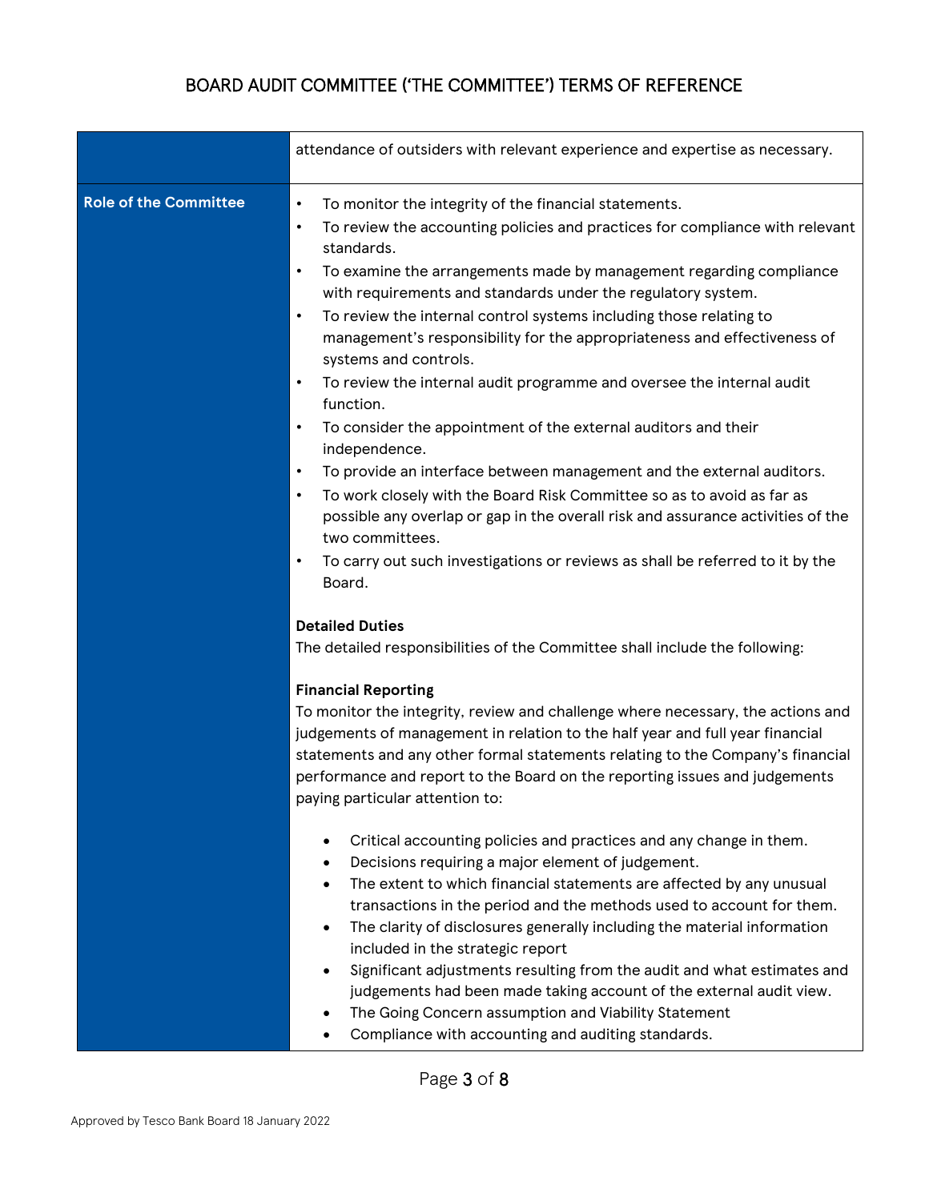# BOARD AUDIT COMMITTEE ('THE COMMITTEE') TERMS OF REFERENCE

| | |
|---|---|
| | attendance of outsiders with relevant experience and expertise as necessary. |
| **Role of the Committee** | • To monitor the integrity of the financial statements.<br>• To review the accounting policies and practices for compliance with relevant standards.<br>• To examine the arrangements made by management regarding compliance with requirements and standards under the regulatory system.<br>• To review the internal control systems including those relating to management's responsibility for the appropriateness and effectiveness of systems and controls.<br>• To review the internal audit programme and oversee the internal audit function.<br>• To consider the appointment of the external auditors and their independence.<br>• To provide an interface between management and the external auditors.<br>• To work closely with the Board Risk Committee so as to avoid as far as possible any overlap or gap in the overall risk and assurance activities of the two committees.<br>• To carry out such investigations or reviews as shall be referred to it by the Board.<br><br>**Detailed Duties**<br>The detailed responsibilities of the Committee shall include the following:<br><br>**Financial Reporting**<br>To monitor the integrity, review and challenge where necessary, the actions and judgements of management in relation to the half year and full year financial statements and any other formal statements relating to the Company's financial performance and report to the Board on the reporting issues and judgements paying particular attention to:<br><br>• Critical accounting policies and practices and any change in them.<br>• Decisions requiring a major element of judgement.<br>• The extent to which financial statements are affected by any unusual transactions in the period and the methods used to account for them.<br>• The clarity of disclosures generally including the material information included in the strategic report<br>• Significant adjustments resulting from the audit and what estimates and judgements had been made taking account of the external audit view.<br>• The Going Concern assumption and Viability Statement<br>• Compliance with accounting and auditing standards. |

Approved by Tesco Bank Board 18 January 2022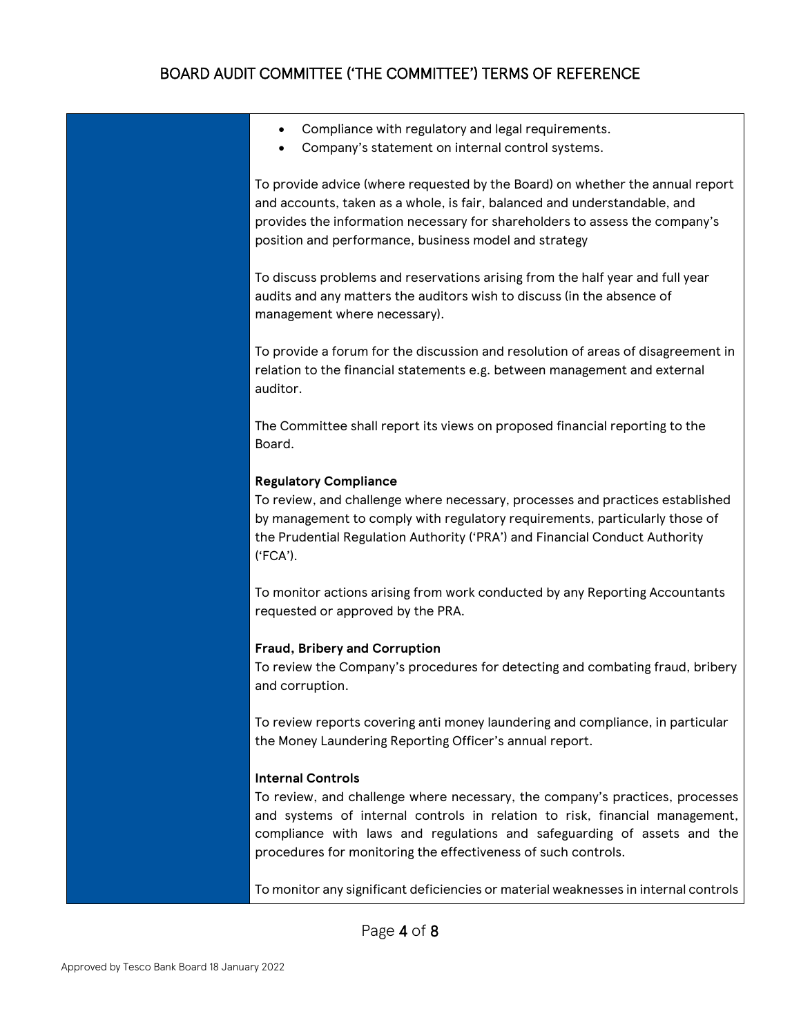- Compliance with regulatory and legal requirements.
- Company's statement on internal control systems.

To provide advice (where requested by the Board) on whether the annual report and accounts, taken as a whole, is fair, balanced and understandable, and provides the information necessary for shareholders to assess the company's position and performance, business model and strategy

To discuss problems and reservations arising from the half year and full year audits and any matters the auditors wish to discuss (in the absence of management where necessary).

To provide a forum for the discussion and resolution of areas of disagreement in relation to the financial statements e.g. between management and external auditor.

The Committee shall report its views on proposed financial reporting to the Board.

**Regulatory Compliance**

To review, and challenge where necessary, processes and practices established by management to comply with regulatory requirements, particularly those of the Prudential Regulation Authority ('PRA') and Financial Conduct Authority ('FCA').

To monitor actions arising from work conducted by any Reporting Accountants requested or approved by the PRA.

**Fraud, Bribery and Corruption**

To review the Company's procedures for detecting and combating fraud, bribery and corruption.

To review reports covering anti money laundering and compliance, in particular the Money Laundering Reporting Officer's annual report.

**Internal Controls**

To review, and challenge where necessary, the company's practices, processes and systems of internal controls in relation to risk, financial management, compliance with laws and regulations and safeguarding of assets and the procedures for monitoring the effectiveness of such controls.

To monitor any significant deficiencies or material weaknesses in internal controls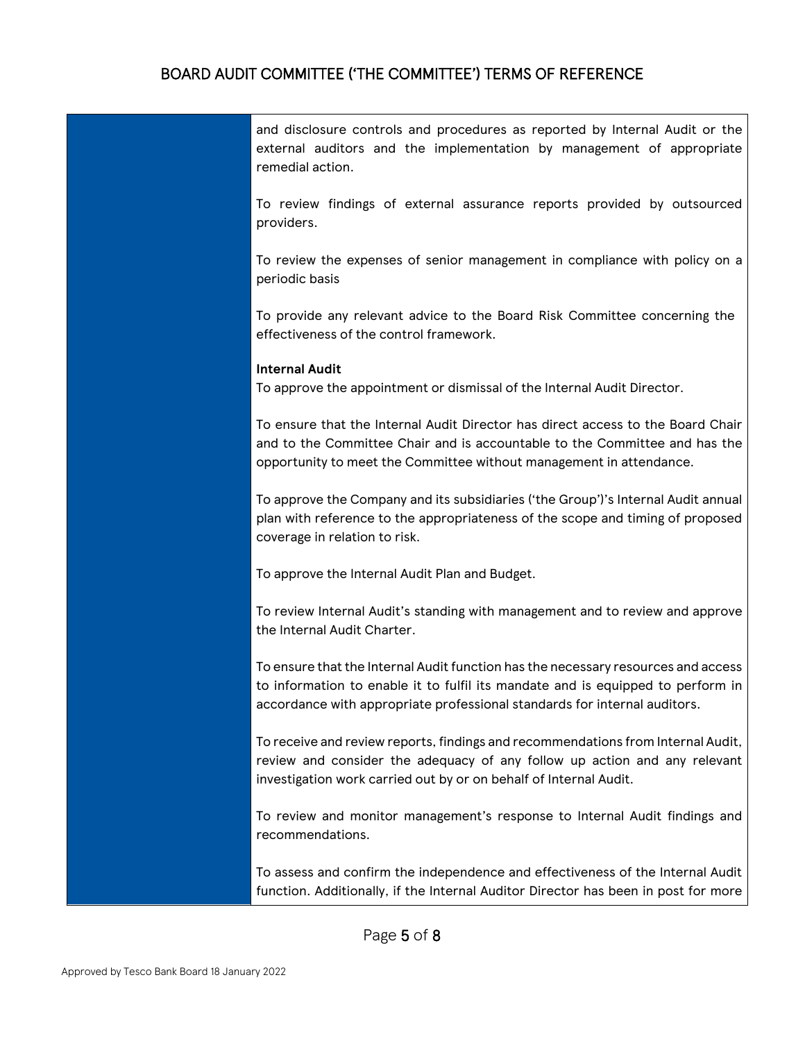and disclosure controls and procedures as reported by Internal Audit or the external auditors and the implementation by management of appropriate remedial action.

To review findings of external assurance reports provided by outsourced providers.

To review the expenses of senior management in compliance with policy on a periodic basis

To provide any relevant advice to the Board Risk Committee concerning the effectiveness of the control framework.

**Internal Audit**

To approve the appointment or dismissal of the Internal Audit Director.

To ensure that the Internal Audit Director has direct access to the Board Chair and to the Committee Chair and is accountable to the Committee and has the opportunity to meet the Committee without management in attendance.

To approve the Company and its subsidiaries ('the Group')'s Internal Audit annual plan with reference to the appropriateness of the scope and timing of proposed coverage in relation to risk.

To approve the Internal Audit Plan and Budget.

To review Internal Audit's standing with management and to review and approve the Internal Audit Charter.

To ensure that the Internal Audit function has the necessary resources and access to information to enable it to fulfil its mandate and is equipped to perform in accordance with appropriate professional standards for internal auditors.

To receive and review reports, findings and recommendations from Internal Audit, review and consider the adequacy of any follow up action and any relevant investigation work carried out by or on behalf of Internal Audit.

To review and monitor management's response to Internal Audit findings and recommendations.

To assess and confirm the independence and effectiveness of the Internal Audit function. Additionally, if the Internal Auditor Director has been in post for more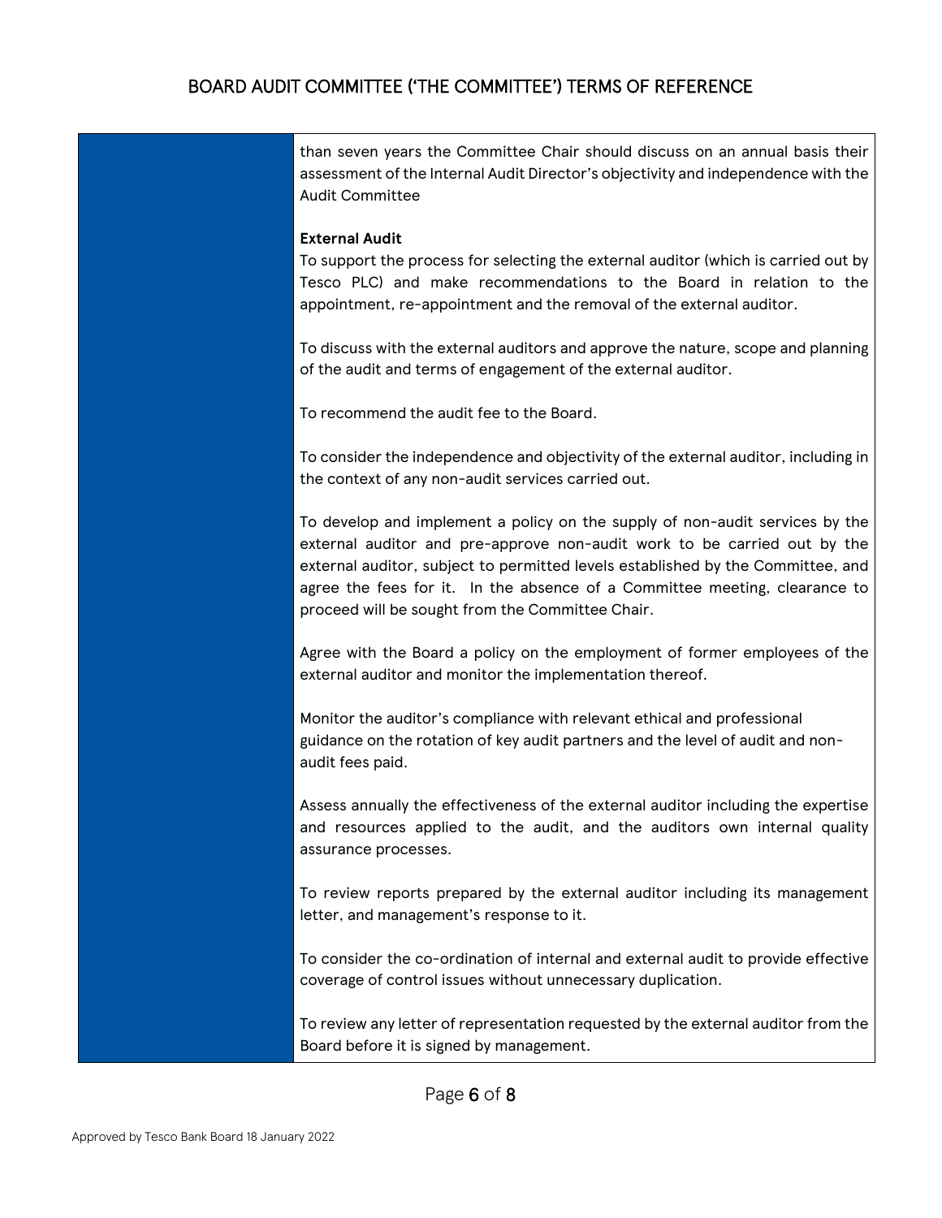than seven years the Committee Chair should discuss on an annual basis their assessment of the Internal Audit Director's objectivity and independence with the Audit Committee

**External Audit**

To support the process for selecting the external auditor (which is carried out by Tesco PLC) and make recommendations to the Board in relation to the appointment, re-appointment and the removal of the external auditor.

To discuss with the external auditors and approve the nature, scope and planning of the audit and terms of engagement of the external auditor.

To recommend the audit fee to the Board.

To consider the independence and objectivity of the external auditor, including in the context of any non-audit services carried out.

To develop and implement a policy on the supply of non-audit services by the external auditor and pre-approve non-audit work to be carried out by the external auditor, subject to permitted levels established by the Committee, and agree the fees for it. In the absence of a Committee meeting, clearance to proceed will be sought from the Committee Chair.

Agree with the Board a policy on the employment of former employees of the external auditor and monitor the implementation thereof.

Monitor the auditor's compliance with relevant ethical and professional guidance on the rotation of key audit partners and the level of audit and non-audit fees paid.

Assess annually the effectiveness of the external auditor including the expertise and resources applied to the audit, and the auditors own internal quality assurance processes.

To review reports prepared by the external auditor including its management letter, and management's response to it.

To consider the co-ordination of internal and external audit to provide effective coverage of control issues without unnecessary duplication.

To review any letter of representation requested by the external auditor from the Board before it is signed by management.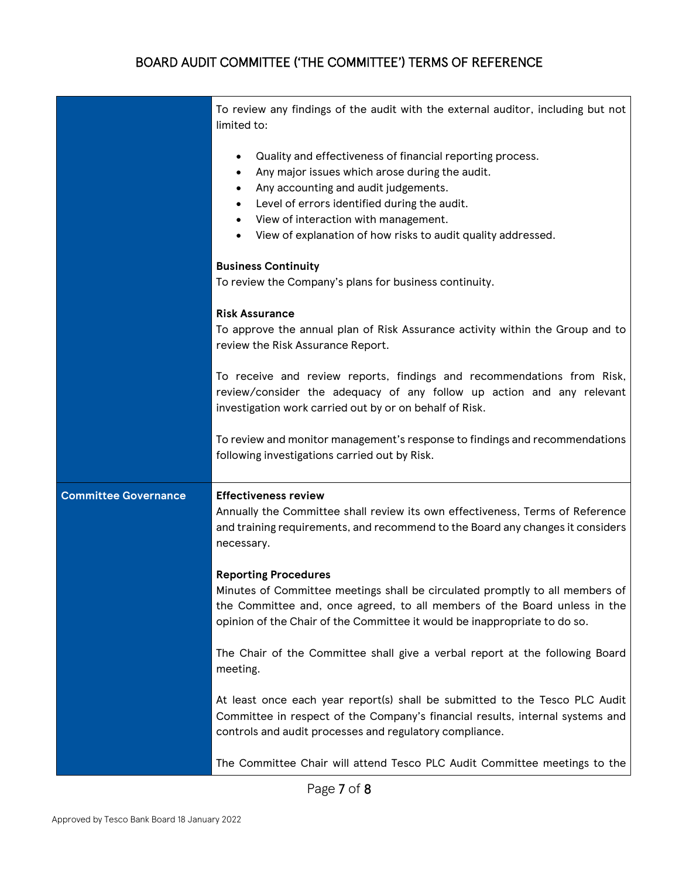# BOARD AUDIT COMMITTEE ('THE COMMITTEE') TERMS OF REFERENCE

| | |
|---|---|
| | To review any findings of the audit with the external auditor, including but not limited to:<br><br>• Quality and effectiveness of financial reporting process.<br>• Any major issues which arose during the audit.<br>• Any accounting and audit judgements.<br>• Level of errors identified during the audit.<br>• View of interaction with management.<br>• View of explanation of how risks to audit quality addressed.<br><br>**Business Continuity**<br>To review the Company's plans for business continuity.<br><br>**Risk Assurance**<br>To approve the annual plan of Risk Assurance activity within the Group and to review the Risk Assurance Report.<br><br>To receive and review reports, findings and recommendations from Risk, review/consider the adequacy of any follow up action and any relevant investigation work carried out by or on behalf of Risk.<br><br>To review and monitor management's response to findings and recommendations following investigations carried out by Risk. |
| **Committee Governance** | **Effectiveness review**<br>Annually the Committee shall review its own effectiveness, Terms of Reference and training requirements, and recommend to the Board any changes it considers necessary.<br><br>**Reporting Procedures**<br>Minutes of Committee meetings shall be circulated promptly to all members of the Committee and, once agreed, to all members of the Board unless in the opinion of the Chair of the Committee it would be inappropriate to do so.<br><br>The Chair of the Committee shall give a verbal report at the following Board meeting.<br><br>At least once each year report(s) shall be submitted to the Tesco PLC Audit Committee in respect of the Company's financial results, internal systems and controls and audit processes and regulatory compliance.<br><br>The Committee Chair will attend Tesco PLC Audit Committee meetings to the |

Approved by Tesco Bank Board 18 January 2022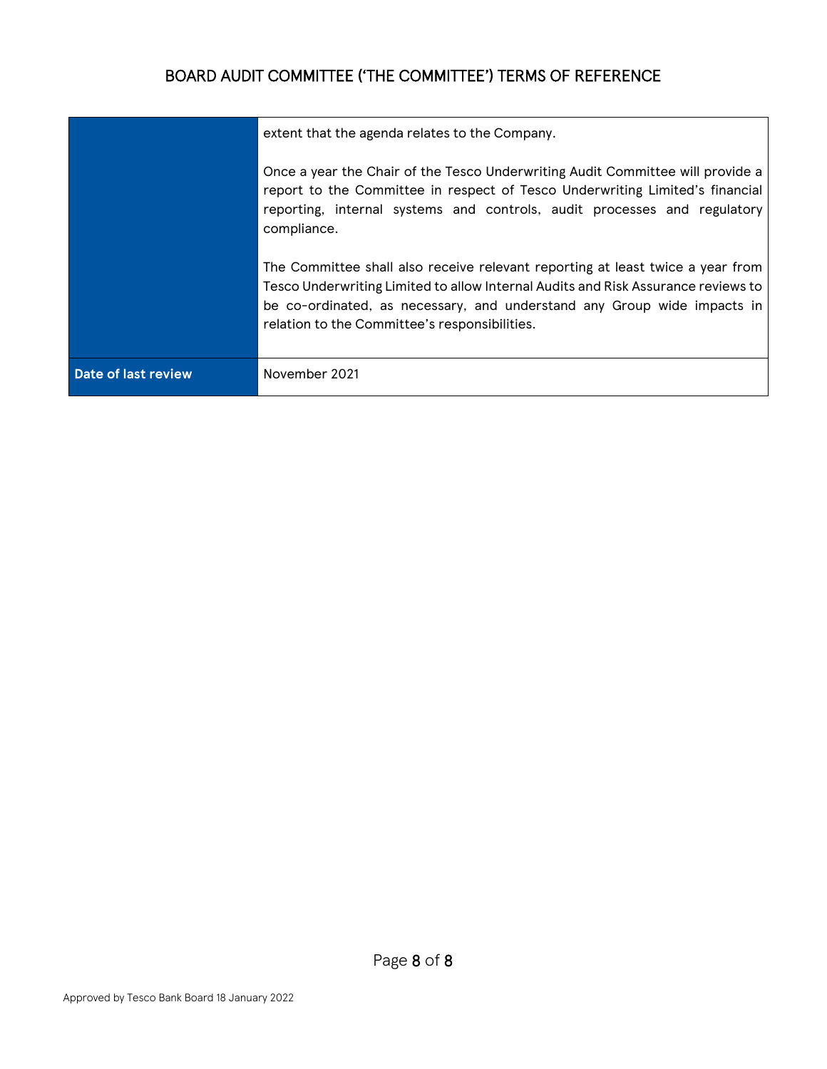# BOARD AUDIT COMMITTEE ('THE COMMITTEE') TERMS OF REFERENCE

| | |
|---|---|
| | extent that the agenda relates to the Company.<br><br>Once a year the Chair of the Tesco Underwriting Audit Committee will provide a report to the Committee in respect of Tesco Underwriting Limited's financial reporting, internal systems and controls, audit processes and regulatory compliance.<br><br>The Committee shall also receive relevant reporting at least twice a year from Tesco Underwriting Limited to allow Internal Audits and Risk Assurance reviews to be co-ordinated, as necessary, and understand any Group wide impacts in relation to the Committee's responsibilities. |
| **Date of last review** | November 2021 |

Approved by Tesco Bank Board 18 January 2022